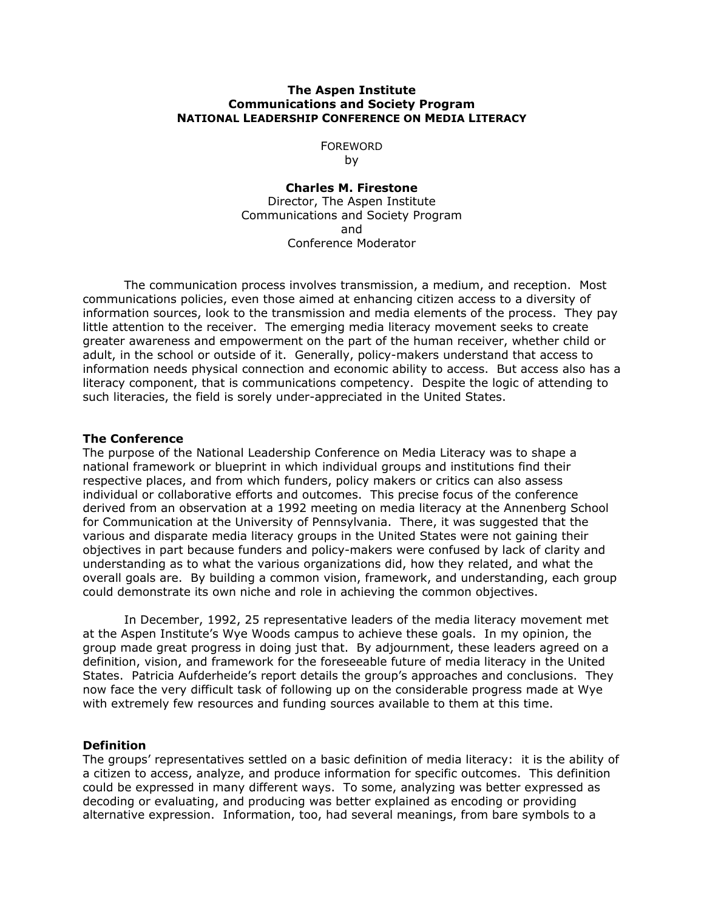**The Aspen Institute**
**Communications and Society Program**
**NATIONAL LEADERSHIP CONFERENCE ON MEDIA LITERACY**

FOREWORD
by

**Charles M. Firestone**
Director, The Aspen Institute
Communications and Society Program
and
Conference Moderator

The communication process involves transmission, a medium, and reception. Most communications policies, even those aimed at enhancing citizen access to a diversity of information sources, look to the transmission and media elements of the process. They pay little attention to the receiver. The emerging media literacy movement seeks to create greater awareness and empowerment on the part of the human receiver, whether child or adult, in the school or outside of it. Generally, policy-makers understand that access to information needs physical connection and economic ability to access. But access also has a literacy component, that is communications competency. Despite the logic of attending to such literacies, the field is sorely under-appreciated in the United States.

### The Conference

The purpose of the National Leadership Conference on Media Literacy was to shape a national framework or blueprint in which individual groups and institutions find their respective places, and from which funders, policy makers or critics can also assess individual or collaborative efforts and outcomes. This precise focus of the conference derived from an observation at a 1992 meeting on media literacy at the Annenberg School for Communication at the University of Pennsylvania. There, it was suggested that the various and disparate media literacy groups in the United States were not gaining their objectives in part because funders and policy-makers were confused by lack of clarity and understanding as to what the various organizations did, how they related, and what the overall goals are. By building a common vision, framework, and understanding, each group could demonstrate its own niche and role in achieving the common objectives.

In December, 1992, 25 representative leaders of the media literacy movement met at the Aspen Institute's Wye Woods campus to achieve these goals. In my opinion, the group made great progress in doing just that. By adjournment, these leaders agreed on a definition, vision, and framework for the foreseeable future of media literacy in the United States. Patricia Aufderheide's report details the group's approaches and conclusions. They now face the very difficult task of following up on the considerable progress made at Wye with extremely few resources and funding sources available to them at this time.

### Definition

The groups' representatives settled on a basic definition of media literacy: it is the ability of a citizen to access, analyze, and produce information for specific outcomes. This definition could be expressed in many different ways. To some, analyzing was better expressed as decoding or evaluating, and producing was better explained as encoding or providing alternative expression. Information, too, had several meanings, from bare symbols to a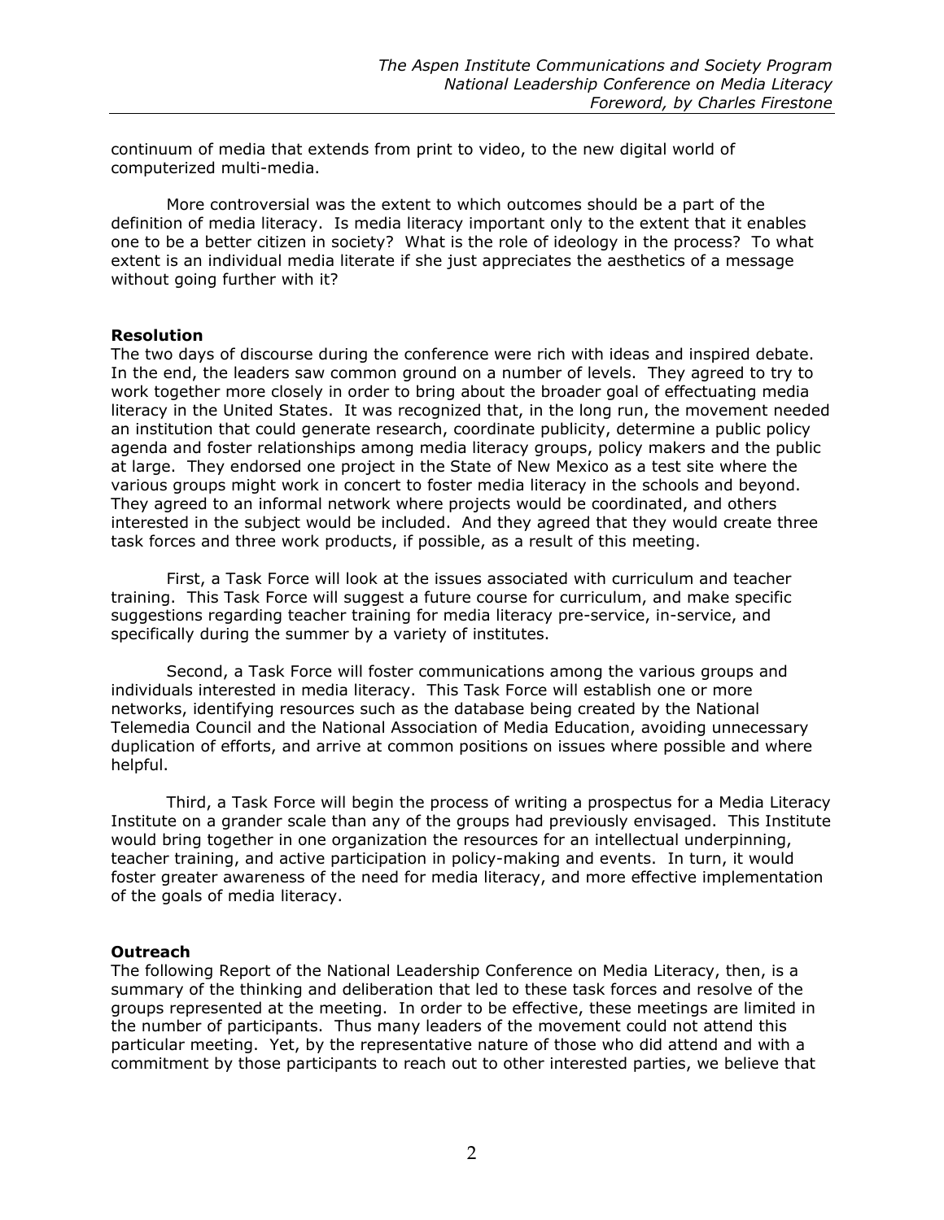continuum of media that extends from print to video, to the new digital world of computerized multi-media.

More controversial was the extent to which outcomes should be a part of the definition of media literacy. Is media literacy important only to the extent that it enables one to be a better citizen in society? What is the role of ideology in the process? To what extent is an individual media literate if she just appreciates the aesthetics of a message without going further with it?

**Resolution**

The two days of discourse during the conference were rich with ideas and inspired debate. In the end, the leaders saw common ground on a number of levels. They agreed to try to work together more closely in order to bring about the broader goal of effectuating media literacy in the United States. It was recognized that, in the long run, the movement needed an institution that could generate research, coordinate publicity, determine a public policy agenda and foster relationships among media literacy groups, policy makers and the public at large. They endorsed one project in the State of New Mexico as a test site where the various groups might work in concert to foster media literacy in the schools and beyond. They agreed to an informal network where projects would be coordinated, and others interested in the subject would be included. And they agreed that they would create three task forces and three work products, if possible, as a result of this meeting.

First, a Task Force will look at the issues associated with curriculum and teacher training. This Task Force will suggest a future course for curriculum, and make specific suggestions regarding teacher training for media literacy pre-service, in-service, and specifically during the summer by a variety of institutes.

Second, a Task Force will foster communications among the various groups and individuals interested in media literacy. This Task Force will establish one or more networks, identifying resources such as the database being created by the National Telemedia Council and the National Association of Media Education, avoiding unnecessary duplication of efforts, and arrive at common positions on issues where possible and where helpful.

Third, a Task Force will begin the process of writing a prospectus for a Media Literacy Institute on a grander scale than any of the groups had previously envisaged. This Institute would bring together in one organization the resources for an intellectual underpinning, teacher training, and active participation in policy-making and events. In turn, it would foster greater awareness of the need for media literacy, and more effective implementation of the goals of media literacy.

**Outreach**

The following Report of the National Leadership Conference on Media Literacy, then, is a summary of the thinking and deliberation that led to these task forces and resolve of the groups represented at the meeting. In order to be effective, these meetings are limited in the number of participants. Thus many leaders of the movement could not attend this particular meeting. Yet, by the representative nature of those who did attend and with a commitment by those participants to reach out to other interested parties, we believe that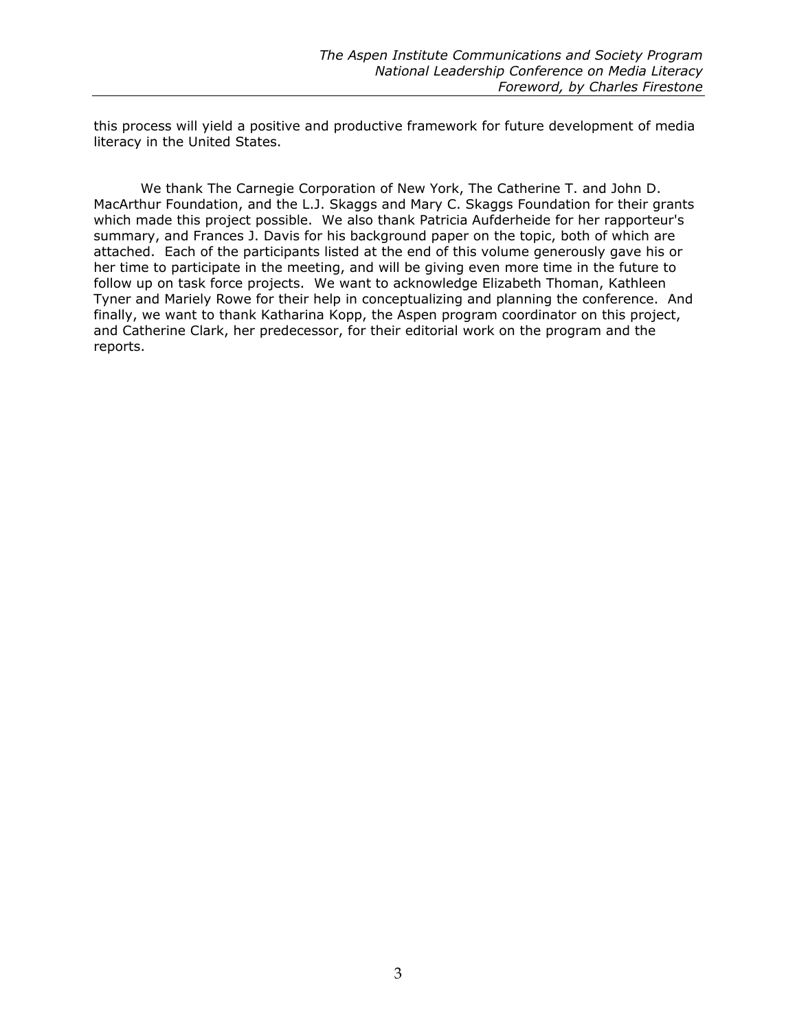this process will yield a positive and productive framework for future development of media literacy in the United States.

We thank The Carnegie Corporation of New York, The Catherine T. and John D. MacArthur Foundation, and the L.J. Skaggs and Mary C. Skaggs Foundation for their grants which made this project possible. We also thank Patricia Aufderheide for her rapporteur's summary, and Frances J. Davis for his background paper on the topic, both of which are attached. Each of the participants listed at the end of this volume generously gave his or her time to participate in the meeting, and will be giving even more time in the future to follow up on task force projects. We want to acknowledge Elizabeth Thoman, Kathleen Tyner and Mariely Rowe for their help in conceptualizing and planning the conference. And finally, we want to thank Katharina Kopp, the Aspen program coordinator on this project, and Catherine Clark, her predecessor, for their editorial work on the program and the reports.